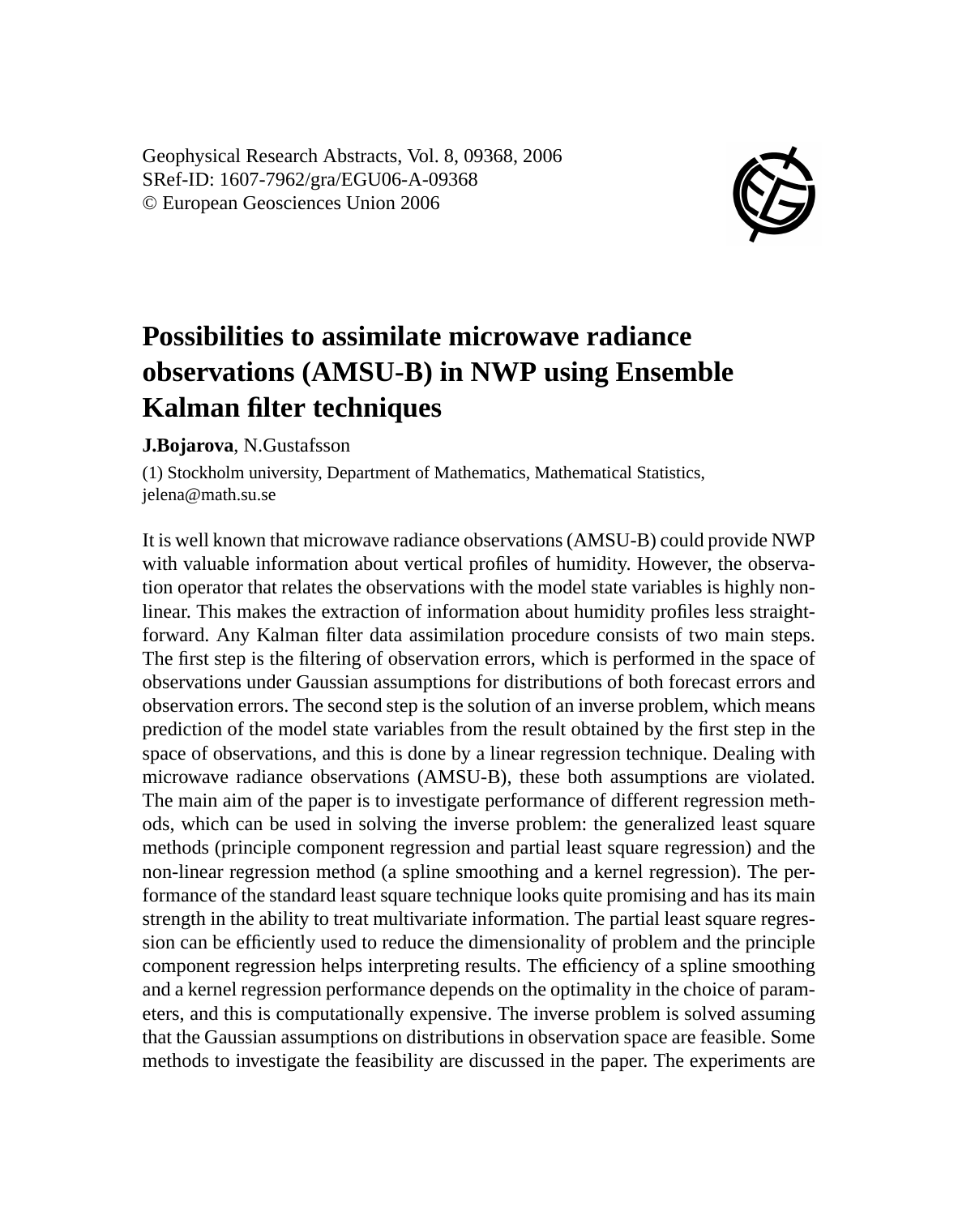Geophysical Research Abstracts, Vol. 8, 09368, 2006
SRef-ID: 1607-7962/gra/EGU06-A-09368
© European Geosciences Union 2006

# Possibilities to assimilate microwave radiance observations (AMSU-B) in NWP using Ensemble Kalman filter techniques

**J.Bojarova**, N.Gustafsson

(1) Stockholm university, Department of Mathematics, Mathematical Statistics, jelena@math.su.se

It is well known that microwave radiance observations (AMSU-B) could provide NWP with valuable information about vertical profiles of humidity. However, the observation operator that relates the observations with the model state variables is highly non-linear. This makes the extraction of information about humidity profiles less straightforward. Any Kalman filter data assimilation procedure consists of two main steps. The first step is the filtering of observation errors, which is performed in the space of observations under Gaussian assumptions for distributions of both forecast errors and observation errors. The second step is the solution of an inverse problem, which means prediction of the model state variables from the result obtained by the first step in the space of observations, and this is done by a linear regression technique. Dealing with microwave radiance observations (AMSU-B), these both assumptions are violated. The main aim of the paper is to investigate performance of different regression methods, which can be used in solving the inverse problem: the generalized least square methods (principle component regression and partial least square regression) and the non-linear regression method (a spline smoothing and a kernel regression). The performance of the standard least square technique looks quite promising and has its main strength in the ability to treat multivariate information. The partial least square regression can be efficiently used to reduce the dimensionality of problem and the principle component regression helps interpreting results. The efficiency of a spline smoothing and a kernel regression performance depends on the optimality in the choice of parameters, and this is computationally expensive. The inverse problem is solved assuming that the Gaussian assumptions on distributions in observation space are feasible. Some methods to investigate the feasibility are discussed in the paper. The experiments are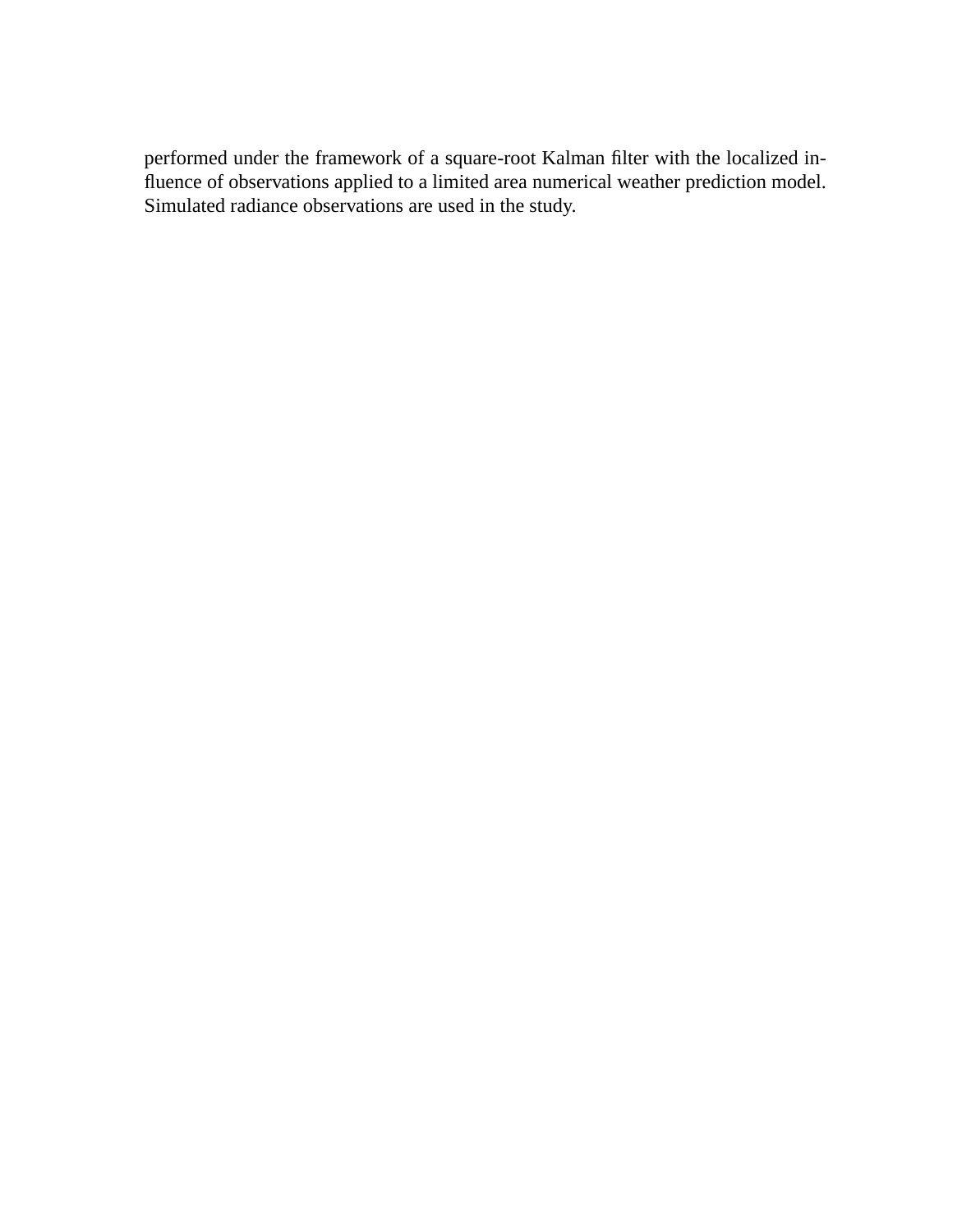performed under the framework of a square-root Kalman filter with the localized influence of observations applied to a limited area numerical weather prediction model. Simulated radiance observations are used in the study.